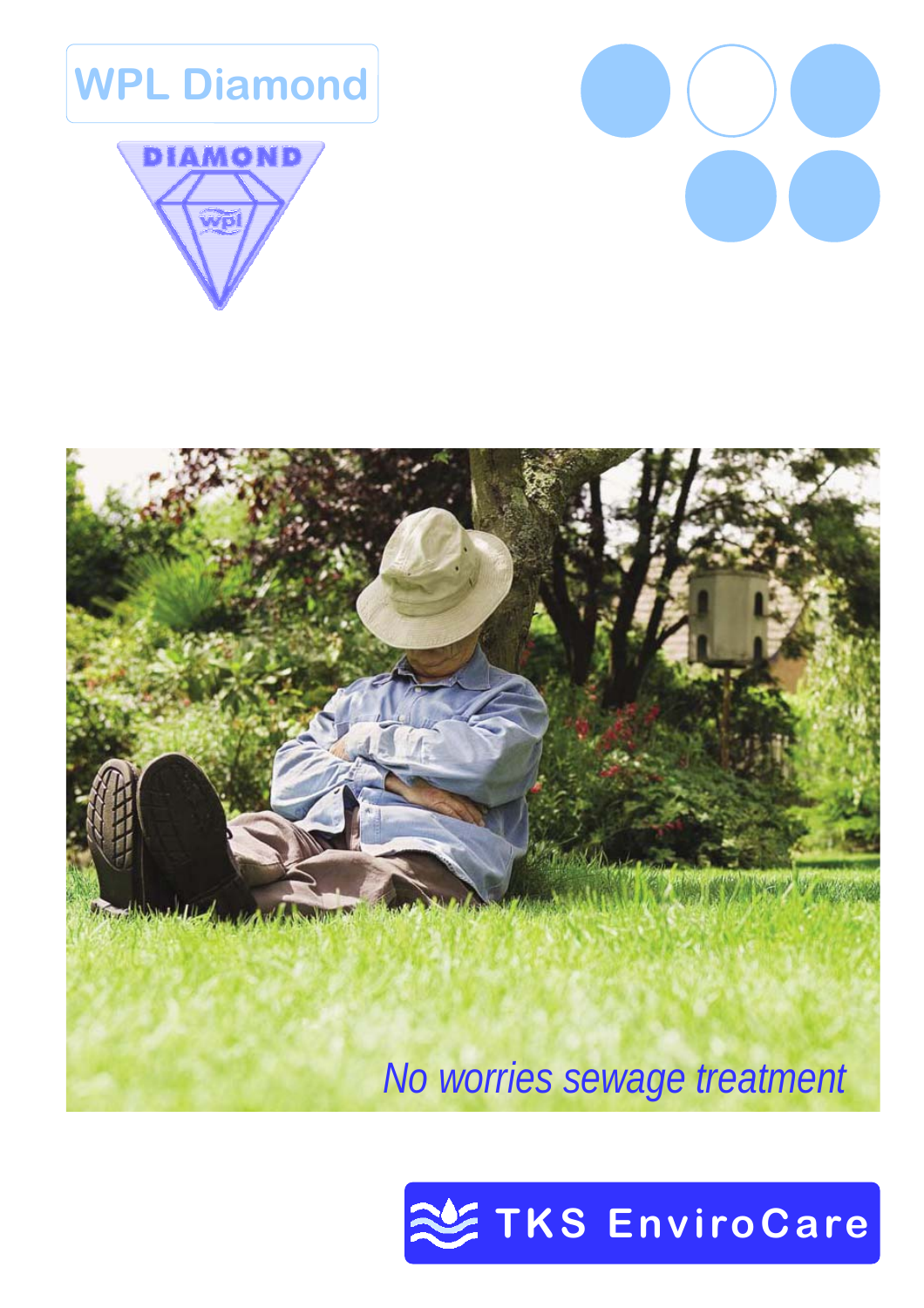# WPL Diamond

DIAMOND

wpl

*No worries sewage treatment*

TKS EnviroCare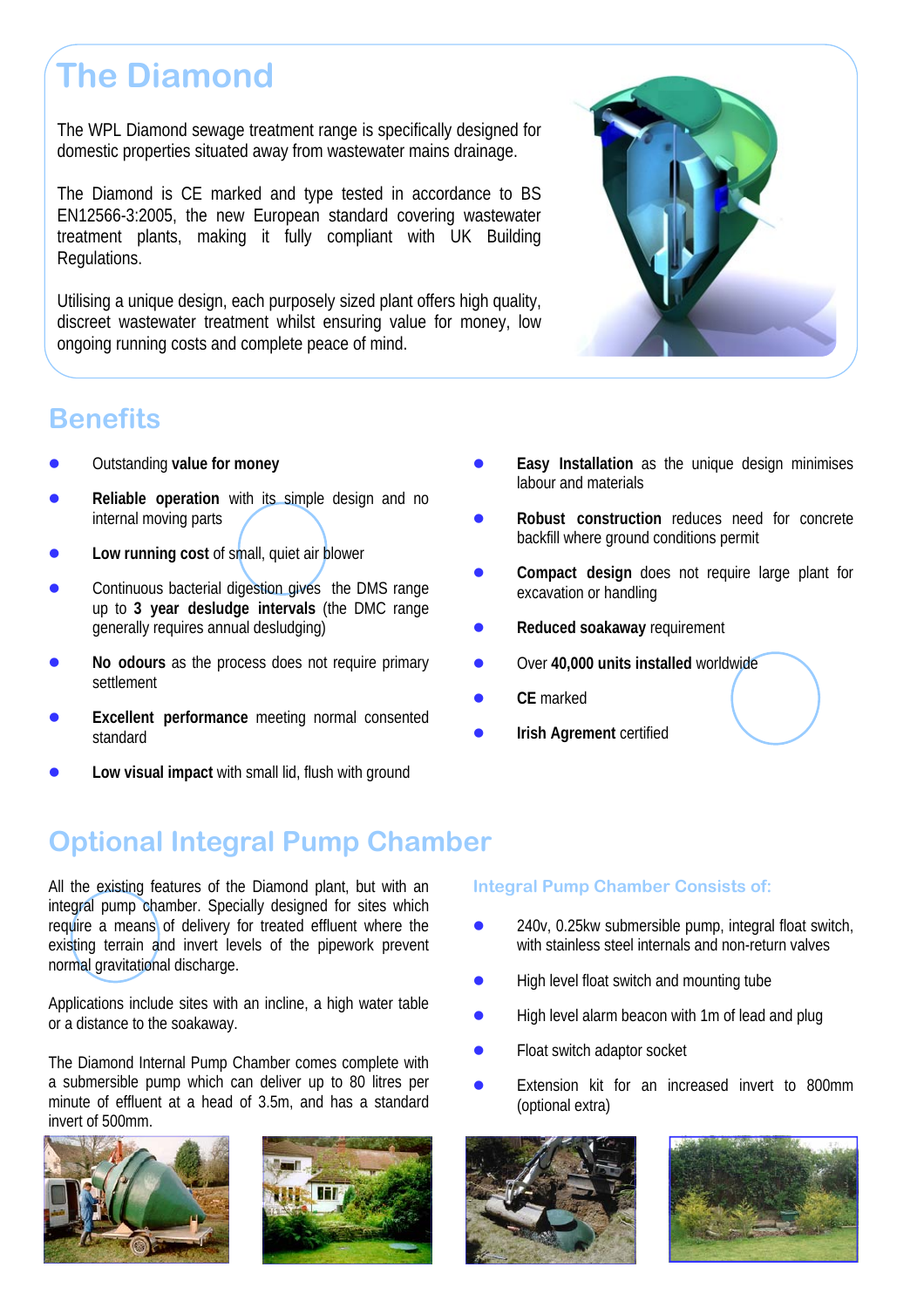# The Diamond

The WPL Diamond sewage treatment range is specifically designed for domestic properties situated away from wastewater mains drainage.

The Diamond is CE marked and type tested in accordance to BS EN12566-3:2005, the new European standard covering wastewater treatment plants, making it fully compliant with UK Building Regulations.

Utilising a unique design, each purposely sized plant offers high quality, discreet wastewater treatment whilst ensuring value for money, low ongoing running costs and complete peace of mind.

## Benefits

- Outstanding **value for money**
- **Reliable operation** with its simple design and no internal moving parts
- **Low running cost** of small, quiet air blower
- Continuous bacterial digestion gives the DMS range up to **3 year desludge intervals** (the DMC range generally requires annual desludging)
- **No odours** as the process does not require primary settlement
- **Excellent performance** meeting normal consented standard
- **Low visual impact** with small lid, flush with ground
- **Easy Installation** as the unique design minimises labour and materials
- **Robust construction** reduces need for concrete backfill where ground conditions permit
- **Compact design** does not require large plant for excavation or handling
- **Reduced soakaway** requirement
- Over **40,000 units installed** worldwide
- **CE** marked
- **Irish Agrement** certified

## Optional Integral Pump Chamber

All the existing features of the Diamond plant, but with an integral pump chamber. Specially designed for sites which require a means of delivery for treated effluent where the existing terrain and invert levels of the pipework prevent normal gravitational discharge.

Applications include sites with an incline, a high water table or a distance to the soakaway.

The Diamond Internal Pump Chamber comes complete with a submersible pump which can deliver up to 80 litres per minute of effluent at a head of 3.5m, and has a standard invert of 500mm.

### Integral Pump Chamber Consists of:

- 240v, 0.25kw submersible pump, integral float switch, with stainless steel internals and non-return valves
- High level float switch and mounting tube
- High level alarm beacon with 1m of lead and plug
- Float switch adaptor socket
- Extension kit for an increased invert to 800mm (optional extra)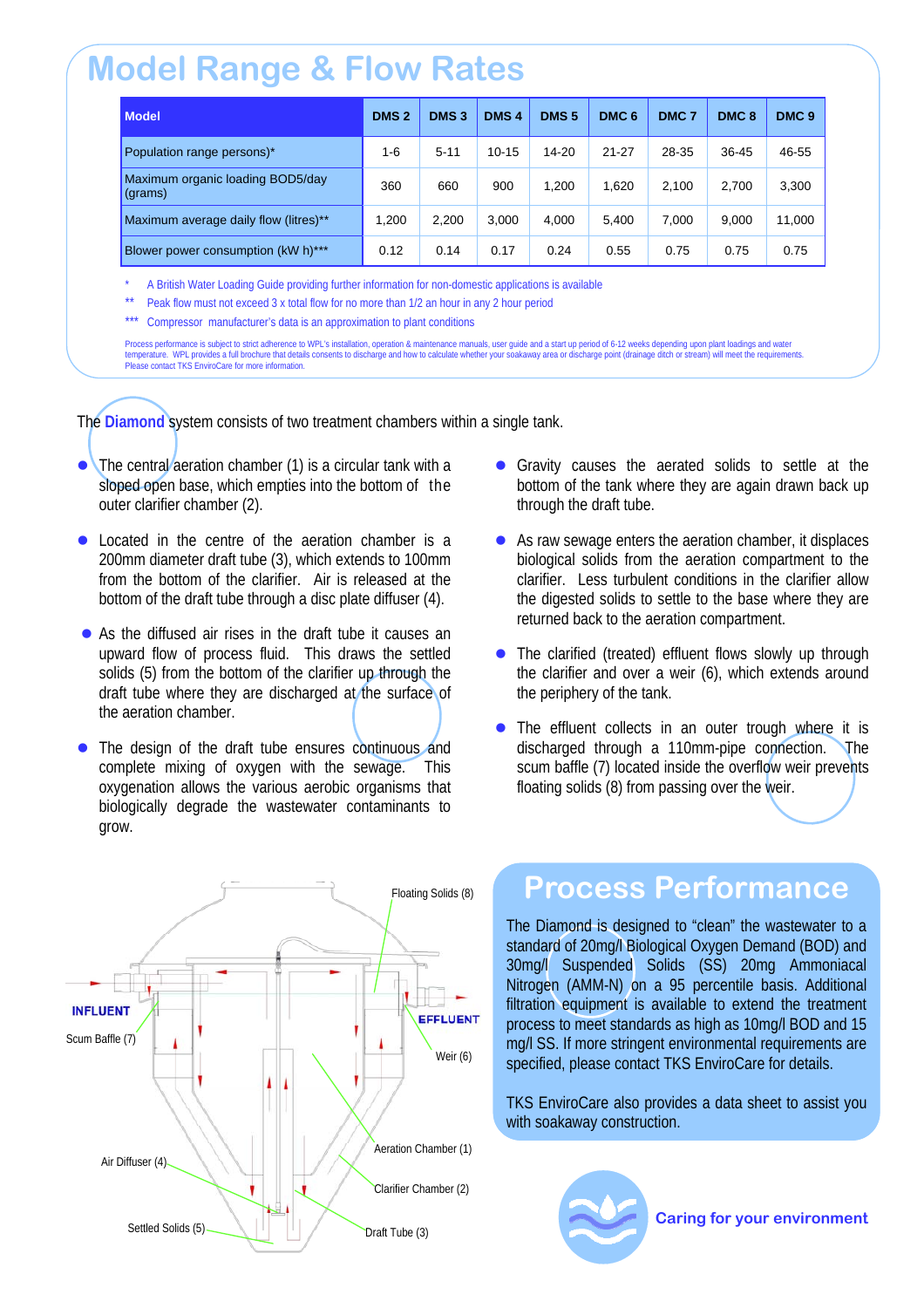# Model Range & Flow Rates

| Model | DMS 2 | DMS 3 | DMS 4 | DMS 5 | DMC 6 | DMC 7 | DMC 8 | DMC 9 |
|---|---|---|---|---|---|---|---|---|
| Population range persons)* | 1-6 | 5-11 | 10-15 | 14-20 | 21-27 | 28-35 | 36-45 | 46-55 |
| Maximum organic loading BOD5/day (grams) | 360 | 660 | 900 | 1,200 | 1,620 | 2,100 | 2,700 | 3,300 |
| Maximum average daily flow (litres)** | 1,200 | 2,200 | 3,000 | 4,000 | 5,400 | 7,000 | 9,000 | 11,000 |
| Blower power consumption (kW h)*** | 0.12 | 0.14 | 0.17 | 0.24 | 0.55 | 0.75 | 0.75 | 0.75 |

\* A British Water Loading Guide providing further information for non-domestic applications is available

\*\* Peak flow must not exceed 3 x total flow for no more than 1/2 an hour in any 2 hour period

\*\*\* Compressor manufacturer's data is an approximation to plant conditions

Process performance is subject to strict adherence to WPL's installation, operation & maintenance manuals, user guide and a start up period of 6-12 weeks depending upon plant loadings and water temperature. WPL provides a full brochure that details consents to discharge and how to calculate whether your soakaway area or discharge point (drainage ditch or stream) will meet the requirements. Please contact TKS EnviroCare for more information.

The **Diamond** system consists of two treatment chambers within a single tank.

- The central aeration chamber (1) is a circular tank with a sloped open base, which empties into the bottom of the outer clarifier chamber (2).
- Located in the centre of the aeration chamber is a 200mm diameter draft tube (3), which extends to 100mm from the bottom of the clarifier. Air is released at the bottom of the draft tube through a disc plate diffuser (4).
- As the diffused air rises in the draft tube it causes an upward flow of process fluid. This draws the settled solids (5) from the bottom of the clarifier up through the draft tube where they are discharged at the surface of the aeration chamber.
- The design of the draft tube ensures continuous and complete mixing of oxygen with the sewage. This oxygenation allows the various aerobic organisms that biologically degrade the wastewater contaminants to grow.
- Gravity causes the aerated solids to settle at the bottom of the tank where they are again drawn back up through the draft tube.
- As raw sewage enters the aeration chamber, it displaces biological solids from the aeration compartment to the clarifier. Less turbulent conditions in the clarifier allow the digested solids to settle to the base where they are returned back to the aeration compartment.
- The clarified (treated) effluent flows slowly up through the clarifier and over a weir (6), which extends around the periphery of the tank.
- The effluent collects in an outer trough where it is discharged through a 110mm-pipe connection. The scum baffle (7) located inside the overflow weir prevents floating solids (8) from passing over the weir.

Floating Solids (8)

INFLUENT

Scum Baffle (7)

EFFLUENT

Weir (6)

Aeration Chamber (1)

Air Diffuser (4)

Clarifier Chamber (2)

Settled Solids (5)

Draft Tube (3)

## Process Performance

The Diamond is designed to "clean" the wastewater to a standard of 20mg/l Biological Oxygen Demand (BOD) and 30mg/l Suspended Solids (SS) 20mg Ammoniacal Nitrogen (AMM-N) on a 95 percentile basis. Additional filtration equipment is available to extend the treatment process to meet standards as high as 10mg/l BOD and 15 mg/l SS. If more stringent environmental requirements are specified, please contact TKS EnviroCare for details.

TKS EnviroCare also provides a data sheet to assist you with soakaway construction.

Caring for your environment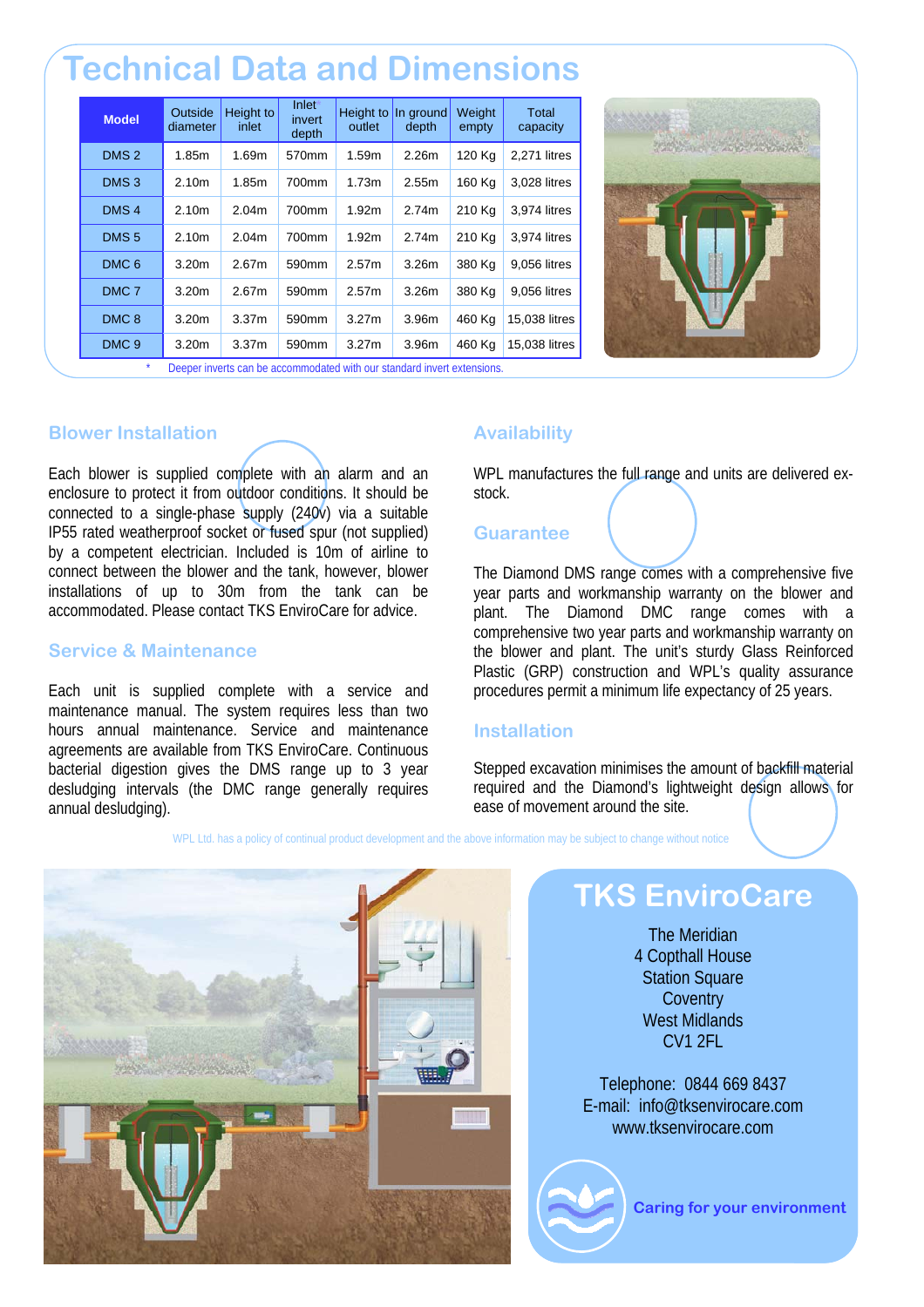# Technical Data and Dimensions

| Model | Outside diameter | Height to inlet | Inlet* invert depth | Height to outlet | In ground depth | Weight empty | Total capacity |
|---|---|---|---|---|---|---|---|
| DMS 2 | 1.85m | 1.69m | 570mm | 1.59m | 2.26m | 120 Kg | 2,271 litres |
| DMS 3 | 2.10m | 1.85m | 700mm | 1.73m | 2.55m | 160 Kg | 3,028 litres |
| DMS 4 | 2.10m | 2.04m | 700mm | 1.92m | 2.74m | 210 Kg | 3,974 litres |
| DMS 5 | 2.10m | 2.04m | 700mm | 1.92m | 2.74m | 210 Kg | 3,974 litres |
| DMC 6 | 3.20m | 2.67m | 590mm | 2.57m | 3.26m | 380 Kg | 9,056 litres |
| DMC 7 | 3.20m | 2.67m | 590mm | 2.57m | 3.26m | 380 Kg | 9,056 litres |
| DMC 8 | 3.20m | 3.37m | 590mm | 3.27m | 3.96m | 460 Kg | 15,038 litres |
| DMC 9 | 3.20m | 3.37m | 590mm | 3.27m | 3.96m | 460 Kg | 15,038 litres |

* Deeper inverts can be accommodated with our standard invert extensions.

## Blower Installation

Each blower is supplied complete with an alarm and an enclosure to protect it from outdoor conditions. It should be connected to a single-phase supply (240v) via a suitable IP55 rated weatherproof socket or fused spur (not supplied) by a competent electrician. Included is 10m of airline to connect between the blower and the tank, however, blower installations of up to 30m from the tank can be accommodated. Please contact TKS EnviroCare for advice.

## Service & Maintenance

Each unit is supplied complete with a service and maintenance manual. The system requires less than two hours annual maintenance. Service and maintenance agreements are available from TKS EnviroCare. Continuous bacterial digestion gives the DMS range up to 3 year desludging intervals (the DMC range generally requires annual desludging).

## Availability

WPL manufactures the full range and units are delivered ex-stock.

## Guarantee

The Diamond DMS range comes with a comprehensive five year parts and workmanship warranty on the blower and plant. The Diamond DMC range comes with a comprehensive two year parts and workmanship warranty on the blower and plant. The unit's sturdy Glass Reinforced Plastic (GRP) construction and WPL's quality assurance procedures permit a minimum life expectancy of 25 years.

## Installation

Stepped excavation minimises the amount of backfill material required and the Diamond's lightweight design allows for ease of movement around the site.

WPL Ltd. has a policy of continual product development and the above information may be subject to change without notice

## TKS EnviroCare

The Meridian
4 Copthall House
Station Square
Coventry
West Midlands
CV1 2FL

Telephone: 0844 669 8437
E-mail: info@tksenvirocare.com
www.tksenvirocare.com

Caring for your environment